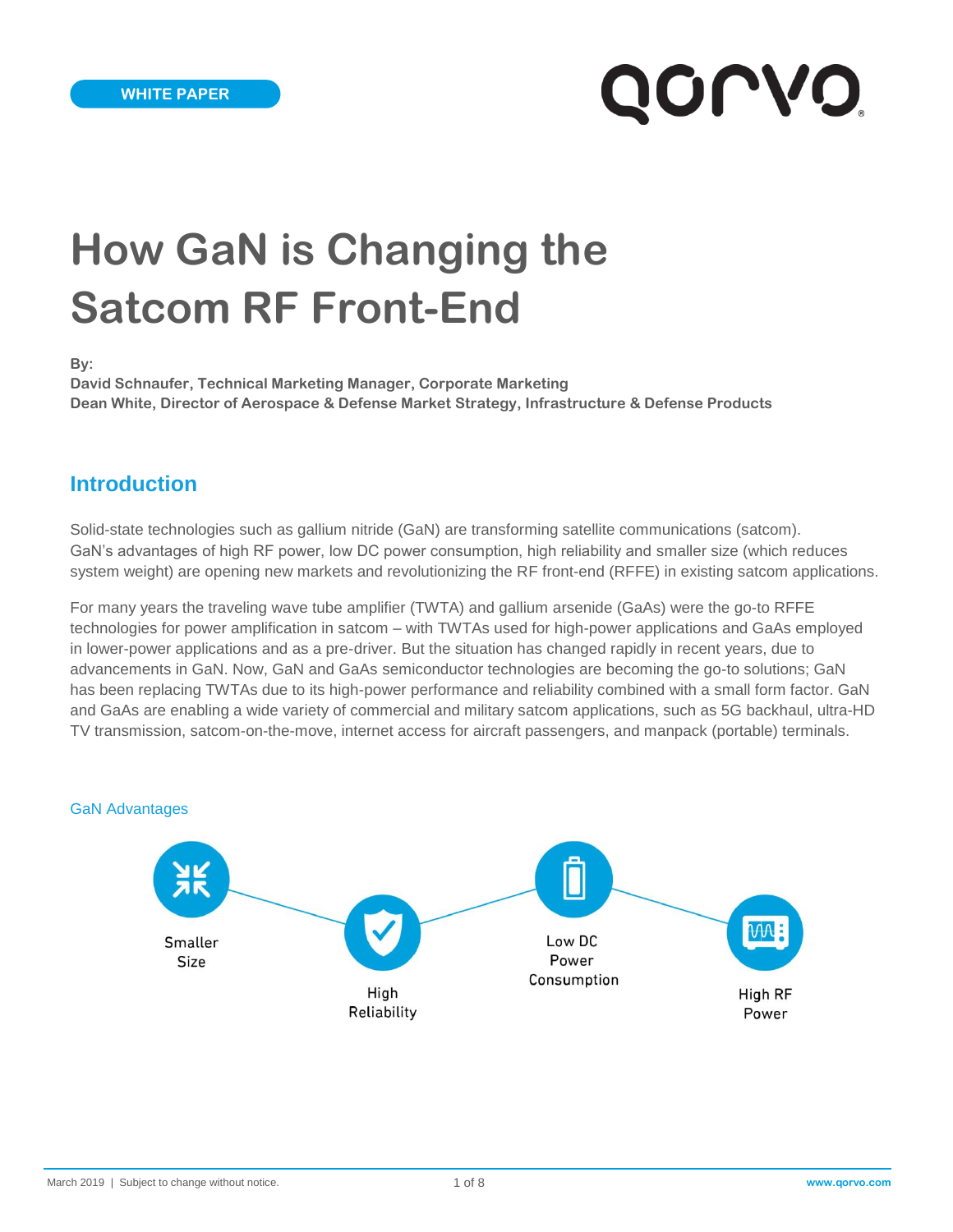WHITE PAPER

# How GaN is Changing the Satcom RF Front-End

**By:**
**David Schnaufer, Technical Marketing Manager, Corporate Marketing**
**Dean White, Director of Aerospace & Defense Market Strategy, Infrastructure & Defense Products**

## Introduction

Solid-state technologies such as gallium nitride (GaN) are transforming satellite communications (satcom). GaN's advantages of high RF power, low DC power consumption, high reliability and smaller size (which reduces system weight) are opening new markets and revolutionizing the RF front-end (RFFE) in existing satcom applications.

For many years the traveling wave tube amplifier (TWTA) and gallium arsenide (GaAs) were the go-to RFFE technologies for power amplification in satcom – with TWTAs used for high-power applications and GaAs employed in lower-power applications and as a pre-driver. But the situation has changed rapidly in recent years, due to advancements in GaN. Now, GaN and GaAs semiconductor technologies are becoming the go-to solutions; GaN has been replacing TWTAs due to its high-power performance and reliability combined with a small form factor. GaN and GaAs are enabling a wide variety of commercial and military satcom applications, such as 5G backhaul, ultra-HD TV transmission, satcom-on-the-move, internet access for aircraft passengers, and manpack (portable) terminals.

GaN Advantages

- Smaller Size
- High Reliability
- Low DC Power Consumption
- High RF Power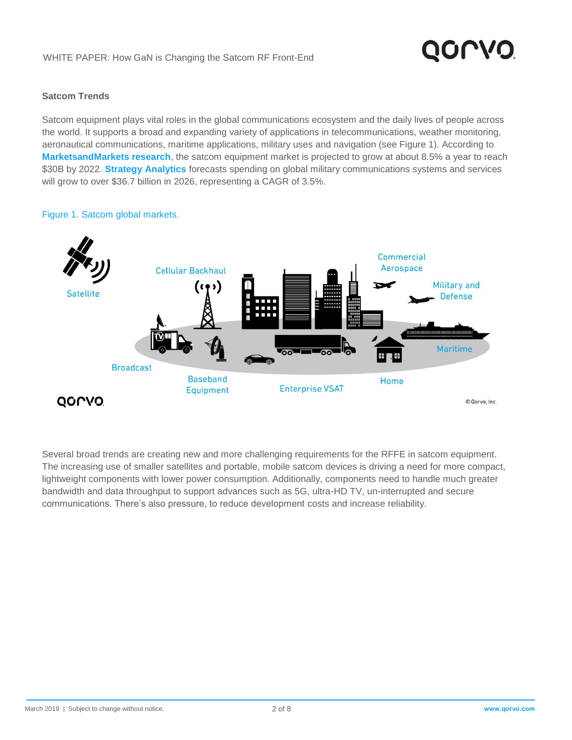## Satcom Trends

Satcom equipment plays vital roles in the global communications ecosystem and the daily lives of people across the world. It supports a broad and expanding variety of applications in telecommunications, weather monitoring, aeronautical communications, maritime applications, military uses and navigation (see Figure 1). According to **MarketsandMarkets research**, the satcom equipment market is projected to grow at about 8.5% a year to reach $30B by 2022. **Strategy Analytics** forecasts spending on global military communications systems and services will grow to over $36.7 billion in 2026, representing a CAGR of 3.5%.

Figure 1. Satcom global markets.

Several broad trends are creating new and more challenging requirements for the RFFE in satcom equipment. The increasing use of smaller satellites and portable, mobile satcom devices is driving a need for more compact, lightweight components with lower power consumption. Additionally, components need to handle much greater bandwidth and data throughput to support advances such as 5G, ultra-HD TV, un-interrupted and secure communications. There's also pressure, to reduce development costs and increase reliability.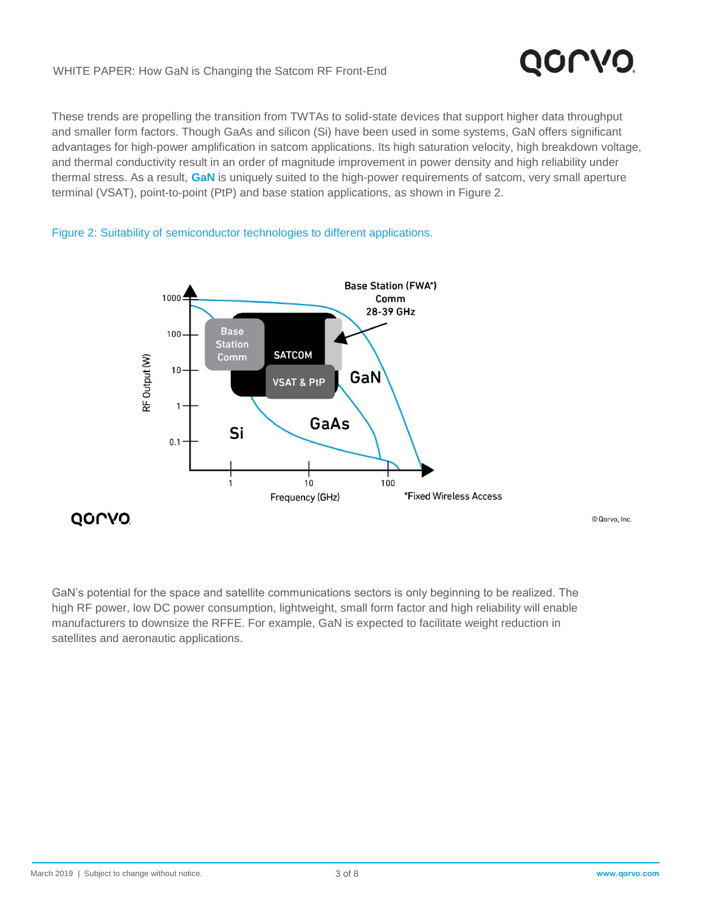These trends are propelling the transition from TWTAs to solid-state devices that support higher data throughput and smaller form factors. Though GaAs and silicon (Si) have been used in some systems, GaN offers significant advantages for high-power amplification in satcom applications. Its high saturation velocity, high breakdown voltage, and thermal conductivity result in an order of magnitude improvement in power density and high reliability under thermal stress. As a result, **GaN** is uniquely suited to the high-power requirements of satcom, very small aperture terminal (VSAT), point-to-point (PtP) and base station applications, as shown in Figure 2.

Figure 2: Suitability of semiconductor technologies to different applications.

GaN's potential for the space and satellite communications sectors is only beginning to be realized. The high RF power, low DC power consumption, lightweight, small form factor and high reliability will enable manufacturers to downsize the RFFE. For example, GaN is expected to facilitate weight reduction in satellites and aeronautic applications.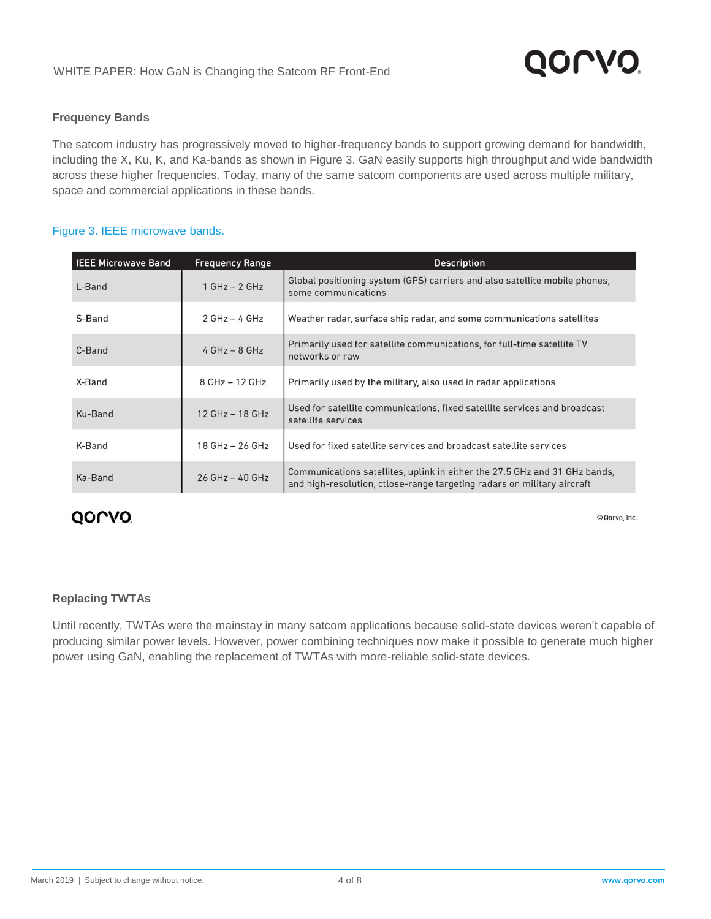### Frequency Bands

The satcom industry has progressively moved to higher-frequency bands to support growing demand for bandwidth, including the X, Ku, K, and Ka-bands as shown in Figure 3. GaN easily supports high throughput and wide bandwidth across these higher frequencies. Today, many of the same satcom components are used across multiple military, space and commercial applications in these bands.

Figure 3. IEEE microwave bands.

| IEEE Microwave Band | Frequency Range | Description |
| --- | --- | --- |
| L-Band | 1 GHz – 2 GHz | Global positioning system (GPS) carriers and also satellite mobile phones, some communications |
| S-Band | 2 GHz – 4 GHz | Weather radar, surface ship radar, and some communications satellites |
| C-Band | 4 GHz – 8 GHz | Primarily used for satellite communications, for full-time satellite TV networks or raw |
| X-Band | 8 GHz – 12 GHz | Primarily used by the military, also used in radar applications |
| Ku-Band | 12 GHz – 18 GHz | Used for satellite communications, fixed satellite services and broadcast satellite services |
| K-Band | 18 GHz – 26 GHz | Used for fixed satellite services and broadcast satellite services |
| Ka-Band | 26 GHz – 40 GHz | Communications satellites, uplink in either the 27.5 GHz and 31 GHz bands, and high-resolution, ctlose-range targeting radars on military aircraft |

© Qorvo, Inc.

### Replacing TWTAs

Until recently, TWTAs were the mainstay in many satcom applications because solid-state devices weren't capable of producing similar power levels. However, power combining techniques now make it possible to generate much higher power using GaN, enabling the replacement of TWTAs with more-reliable solid-state devices.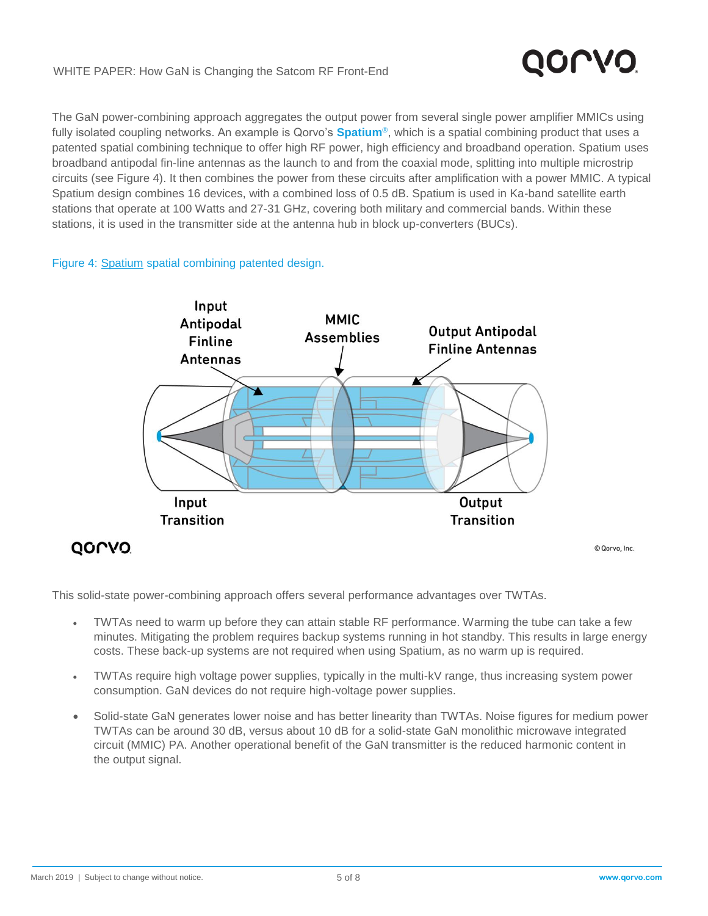The GaN power-combining approach aggregates the output power from several single power amplifier MMICs using fully isolated coupling networks. An example is Qorvo's **Spatium**®, which is a spatial combining product that uses a patented spatial combining technique to offer high RF power, high efficiency and broadband operation. Spatium uses broadband antipodal fin-line antennas as the launch to and from the coaxial mode, splitting into multiple microstrip circuits (see Figure 4). It then combines the power from these circuits after amplification with a power MMIC. A typical Spatium design combines 16 devices, with a combined loss of 0.5 dB. Spatium is used in Ka-band satellite earth stations that operate at 100 Watts and 27-31 GHz, covering both military and commercial bands. Within these stations, it is used in the transmitter side at the antenna hub in block up-converters (BUCs).

Figure 4: Spatium spatial combining patented design.

This solid-state power-combining approach offers several performance advantages over TWTAs.

- TWTAs need to warm up before they can attain stable RF performance. Warming the tube can take a few minutes. Mitigating the problem requires backup systems running in hot standby. This results in large energy costs. These back-up systems are not required when using Spatium, as no warm up is required.
- TWTAs require high voltage power supplies, typically in the multi-kV range, thus increasing system power consumption. GaN devices do not require high-voltage power supplies.
- Solid-state GaN generates lower noise and has better linearity than TWTAs. Noise figures for medium power TWTAs can be around 30 dB, versus about 10 dB for a solid-state GaN monolithic microwave integrated circuit (MMIC) PA. Another operational benefit of the GaN transmitter is the reduced harmonic content in the output signal.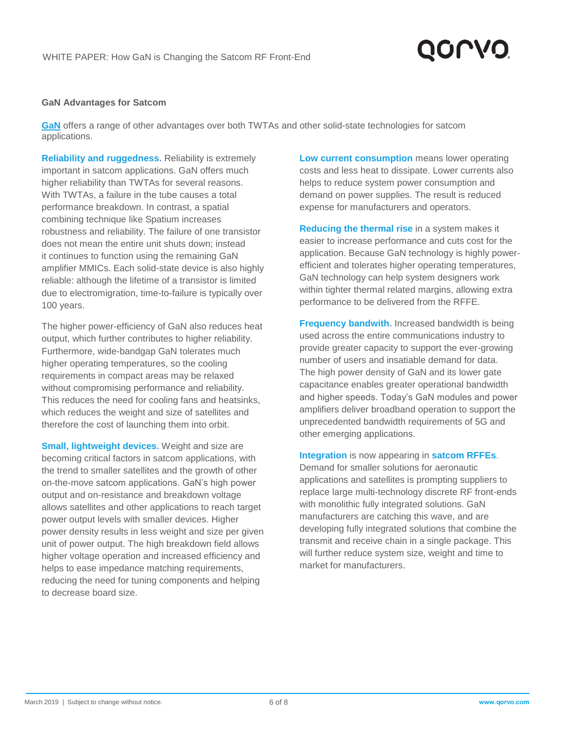## GaN Advantages for Satcom

**GaN** offers a range of other advantages over both TWTAs and other solid-state technologies for satcom applications.

**Reliability and ruggedness.** Reliability is extremely important in satcom applications. GaN offers much higher reliability than TWTAs for several reasons. With TWTAs, a failure in the tube causes a total performance breakdown. In contrast, a spatial combining technique like Spatium increases robustness and reliability. The failure of one transistor does not mean the entire unit shuts down; instead it continues to function using the remaining GaN amplifier MMICs. Each solid-state device is also highly reliable: although the lifetime of a transistor is limited due to electromigration, time-to-failure is typically over 100 years.

The higher power-efficiency of GaN also reduces heat output, which further contributes to higher reliability. Furthermore, wide-bandgap GaN tolerates much higher operating temperatures, so the cooling requirements in compact areas may be relaxed without compromising performance and reliability. This reduces the need for cooling fans and heatsinks, which reduces the weight and size of satellites and therefore the cost of launching them into orbit.

**Small, lightweight devices.** Weight and size are becoming critical factors in satcom applications, with the trend to smaller satellites and the growth of other on-the-move satcom applications. GaN's high power output and on-resistance and breakdown voltage allows satellites and other applications to reach target power output levels with smaller devices. Higher power density results in less weight and size per given unit of power output. The high breakdown field allows higher voltage operation and increased efficiency and helps to ease impedance matching requirements, reducing the need for tuning components and helping to decrease board size.

**Low current consumption** means lower operating costs and less heat to dissipate. Lower currents also helps to reduce system power consumption and demand on power supplies. The result is reduced expense for manufacturers and operators.

**Reducing the thermal rise** in a system makes it easier to increase performance and cuts cost for the application. Because GaN technology is highly power-efficient and tolerates higher operating temperatures, GaN technology can help system designers work within tighter thermal related margins, allowing extra performance to be delivered from the RFFE.

**Frequency bandwidth.** Increased bandwidth is being used across the entire communications industry to provide greater capacity to support the ever-growing number of users and insatiable demand for data. The high power density of GaN and its lower gate capacitance enables greater operational bandwidth and higher speeds. Today's GaN modules and power amplifiers deliver broadband operation to support the unprecedented bandwidth requirements of 5G and other emerging applications.

**Integration** is now appearing in **satcom RFFEs**. Demand for smaller solutions for aeronautic applications and satellites is prompting suppliers to replace large multi-technology discrete RF front-ends with monolithic fully integrated solutions. GaN manufacturers are catching this wave, and are developing fully integrated solutions that combine the transmit and receive chain in a single package. This will further reduce system size, weight and time to market for manufacturers.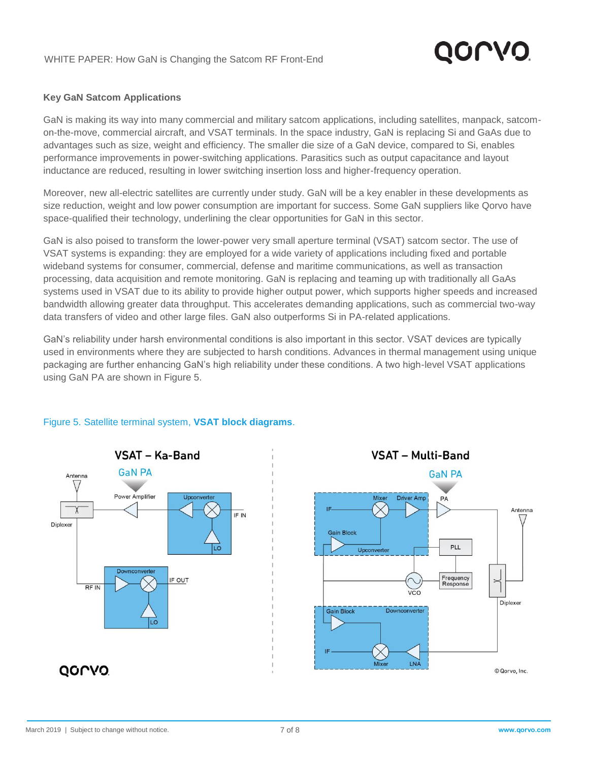### Key GaN Satcom Applications

GaN is making its way into many commercial and military satcom applications, including satellites, manpack, satcom-on-the-move, commercial aircraft, and VSAT terminals. In the space industry, GaN is replacing Si and GaAs due to advantages such as size, weight and efficiency. The smaller die size of a GaN device, compared to Si, enables performance improvements in power-switching applications. Parasitics such as output capacitance and layout inductance are reduced, resulting in lower switching insertion loss and higher-frequency operation.

Moreover, new all-electric satellites are currently under study. GaN will be a key enabler in these developments as size reduction, weight and low power consumption are important for success. Some GaN suppliers like Qorvo have space-qualified their technology, underlining the clear opportunities for GaN in this sector.

GaN is also poised to transform the lower-power very small aperture terminal (VSAT) satcom sector. The use of VSAT systems is expanding: they are employed for a wide variety of applications including fixed and portable wideband systems for consumer, commercial, defense and maritime communications, as well as transaction processing, data acquisition and remote monitoring. GaN is replacing and teaming up with traditionally all GaAs systems used in VSAT due to its ability to provide higher output power, which supports higher speeds and increased bandwidth allowing greater data throughput. This accelerates demanding applications, such as commercial two-way data transfers of video and other large files. GaN also outperforms Si in PA-related applications.

GaN's reliability under harsh environmental conditions is also important in this sector. VSAT devices are typically used in environments where they are subjected to harsh conditions. Advances in thermal management using unique packaging are further enhancing GaN's high reliability under these conditions. A two high-level VSAT applications using GaN PA are shown in Figure 5.

Figure 5. Satellite terminal system, **VSAT block diagrams**.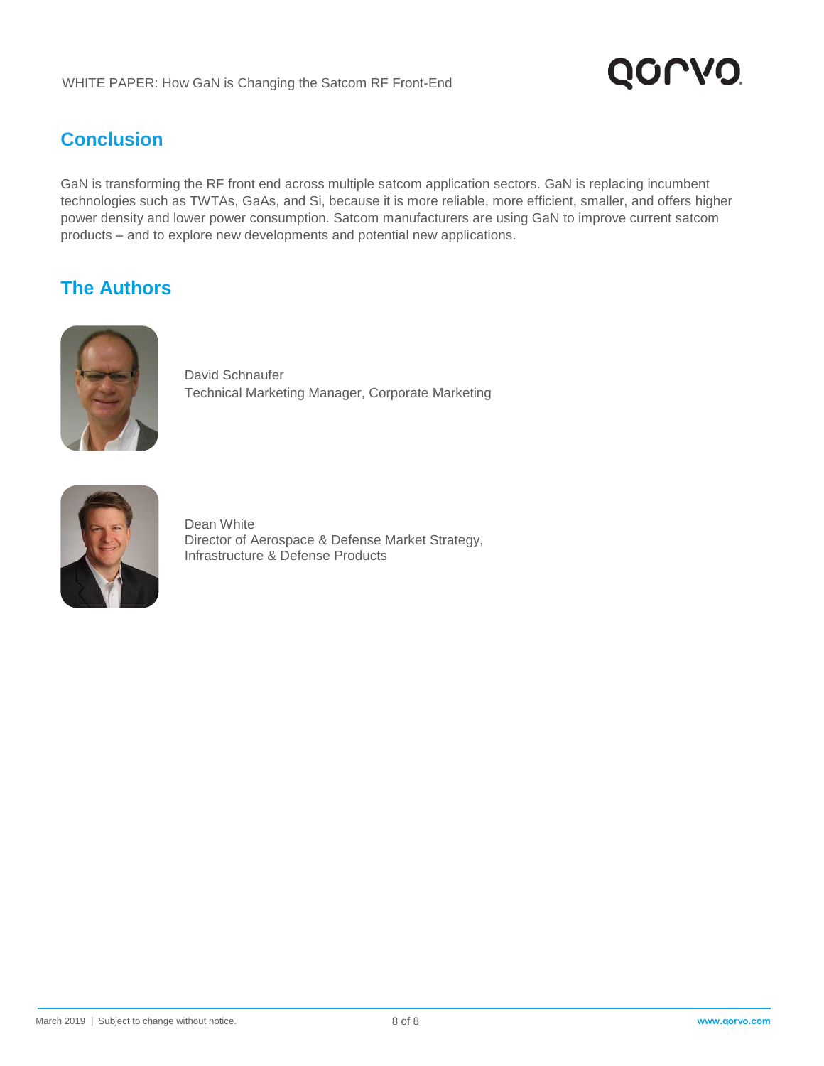## Conclusion

GaN is transforming the RF front end across multiple satcom application sectors. GaN is replacing incumbent technologies such as TWTAs, GaAs, and Si, because it is more reliable, more efficient, smaller, and offers higher power density and lower power consumption. Satcom manufacturers are using GaN to improve current satcom products – and to explore new developments and potential new applications.

## The Authors

David Schnaufer
Technical Marketing Manager, Corporate Marketing

Dean White
Director of Aerospace & Defense Market Strategy,
Infrastructure & Defense Products